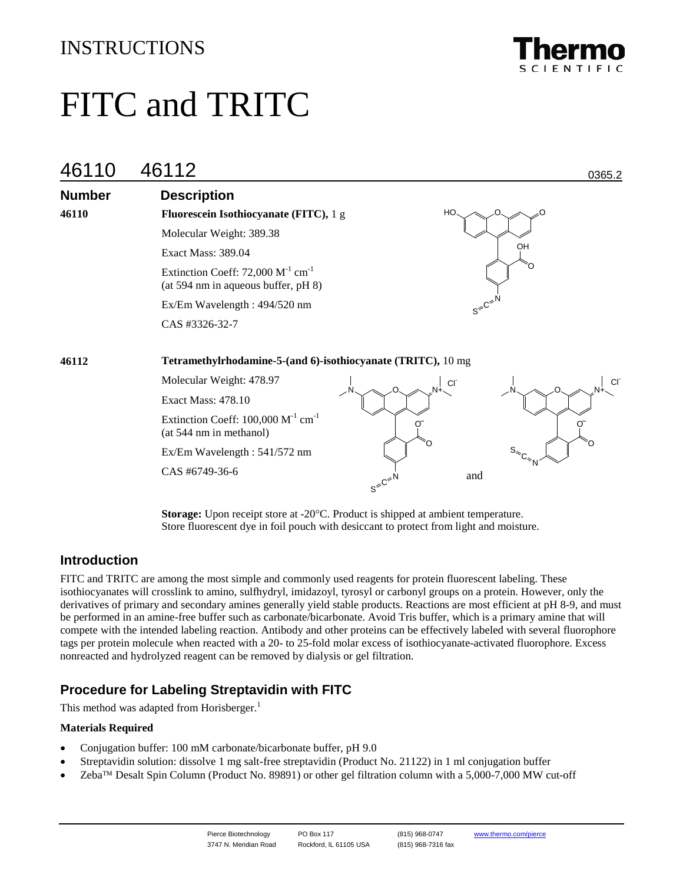# INSTRUCTIONS

# FITC and TRITC

## 46110 46112

0365.2

| Number | Description |
| --- | --- |
| 46110 | **Fluorescein Isothiocyanate (FITC),** 1 g |
| | Molecular Weight: 389.38 |
| | Exact Mass: 389.04 |
| | Extinction Coeff: 72,000 $M^{-1}$ $cm^{-1}$ (at 594 nm in aqueous buffer, pH 8) |
| | Ex/Em Wavelength : 494/520 nm |
| | CAS #3326-32-7 |
| 46112 | **Tetramethylrhodamine-5-(and 6)-isothiocyanate (TRITC),** 10 mg |
| | Molecular Weight: 478.97 |
| | Exact Mass: 478.10 |
| | Extinction Coeff: 100,000 $M^{-1}$ $cm^{-1}$ (at 544 nm in methanol) |
| | Ex/Em Wavelength : 541/572 nm |
| | CAS #6749-36-6 |

and

**Storage:** Upon receipt store at -20°C. Product is shipped at ambient temperature. Store fluorescent dye in foil pouch with desiccant to protect from light and moisture.

## Introduction

FITC and TRITC are among the most simple and commonly used reagents for protein fluorescent labeling. These isothiocyanates will crosslink to amino, sulfhydryl, imidazoyl, tyrosyl or carbonyl groups on a protein. However, only the derivatives of primary and secondary amines generally yield stable products. Reactions are most efficient at pH 8-9, and must be performed in an amine-free buffer such as carbonate/bicarbonate. Avoid Tris buffer, which is a primary amine that will compete with the intended labeling reaction. Antibody and other proteins can be effectively labeled with several fluorophore tags per protein molecule when reacted with a 20- to 25-fold molar excess of isothiocyanate-activated fluorophore. Excess nonreacted and hydrolyzed reagent can be removed by dialysis or gel filtration.

## Procedure for Labeling Streptavidin with FITC

This method was adapted from Horisberger.[1]

**Materials Required**

- Conjugation buffer: 100 mM carbonate/bicarbonate buffer, pH 9.0
- Streptavidin solution: dissolve 1 mg salt-free streptavidin (Product No. 21122) in 1 ml conjugation buffer
- Zeba™ Desalt Spin Column (Product No. 89891) or other gel filtration column with a 5,000-7,000 MW cut-off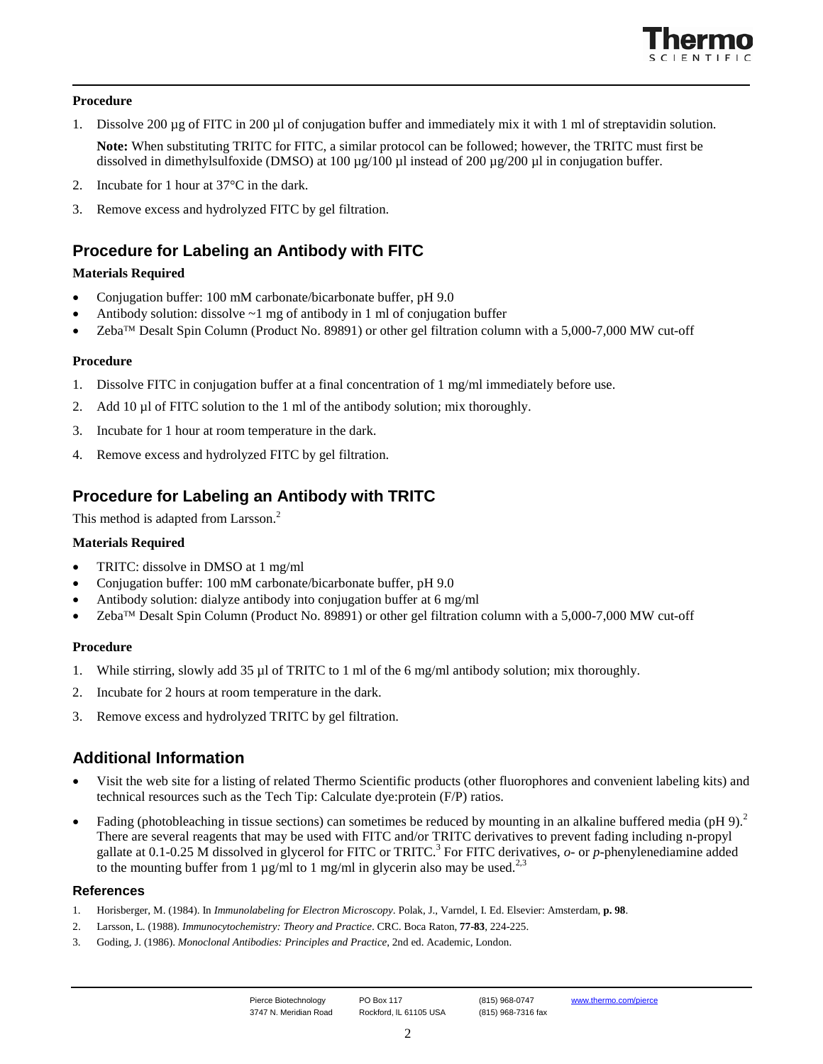### Procedure

1. Dissolve 200 µg of FITC in 200 µl of conjugation buffer and immediately mix it with 1 ml of streptavidin solution.

   **Note:** When substituting TRITC for FITC, a similar protocol can be followed; however, the TRITC must first be dissolved in dimethylsulfoxide (DMSO) at 100 µg/100 µl instead of 200 µg/200 µl in conjugation buffer.

2. Incubate for 1 hour at 37°C in the dark.
3. Remove excess and hydrolyzed FITC by gel filtration.

## Procedure for Labeling an Antibody with FITC

### Materials Required

- Conjugation buffer: 100 mM carbonate/bicarbonate buffer, pH 9.0
- Antibody solution: dissolve ~1 mg of antibody in 1 ml of conjugation buffer
- Zeba™ Desalt Spin Column (Product No. 89891) or other gel filtration column with a 5,000-7,000 MW cut-off

### Procedure

1. Dissolve FITC in conjugation buffer at a final concentration of 1 mg/ml immediately before use.
2. Add 10 µl of FITC solution to the 1 ml of the antibody solution; mix thoroughly.
3. Incubate for 1 hour at room temperature in the dark.
4. Remove excess and hydrolyzed FITC by gel filtration.

## Procedure for Labeling an Antibody with TRITC

This method is adapted from Larsson.[2]

### Materials Required

- TRITC: dissolve in DMSO at 1 mg/ml
- Conjugation buffer: 100 mM carbonate/bicarbonate buffer, pH 9.0
- Antibody solution: dialyze antibody into conjugation buffer at 6 mg/ml
- Zeba™ Desalt Spin Column (Product No. 89891) or other gel filtration column with a 5,000-7,000 MW cut-off

### Procedure

1. While stirring, slowly add 35 µl of TRITC to 1 ml of the 6 mg/ml antibody solution; mix thoroughly.
2. Incubate for 2 hours at room temperature in the dark.
3. Remove excess and hydrolyzed TRITC by gel filtration.

## Additional Information

- Visit the web site for a listing of related Thermo Scientific products (other fluorophores and convenient labeling kits) and technical resources such as the Tech Tip: Calculate dye:protein (F/P) ratios.
- Fading (photobleaching in tissue sections) can sometimes be reduced by mounting in an alkaline buffered media (pH 9).[2] There are several reagents that may be used with FITC and/or TRITC derivatives to prevent fading including n-propyl gallate at 0.1-0.25 M dissolved in glycerol for FITC or TRITC.[3] For FITC derivatives, *o*- or *p*-phenylenediamine added to the mounting buffer from 1 µg/ml to 1 mg/ml in glycerin also may be used.[2,3]

## References

1. Horisberger, M. (1984). In *Immunolabeling for Electron Microscopy*. Polak, J., Varndel, I. Ed. Elsevier: Amsterdam, **p. 98**.
2. Larsson, L. (1988). *Immunocytochemistry: Theory and Practice*. CRC. Boca Raton, **77-83**, 224-225.
3. Goding, J. (1986). *Monoclonal Antibodies: Principles and Practice*, 2nd ed. Academic, London.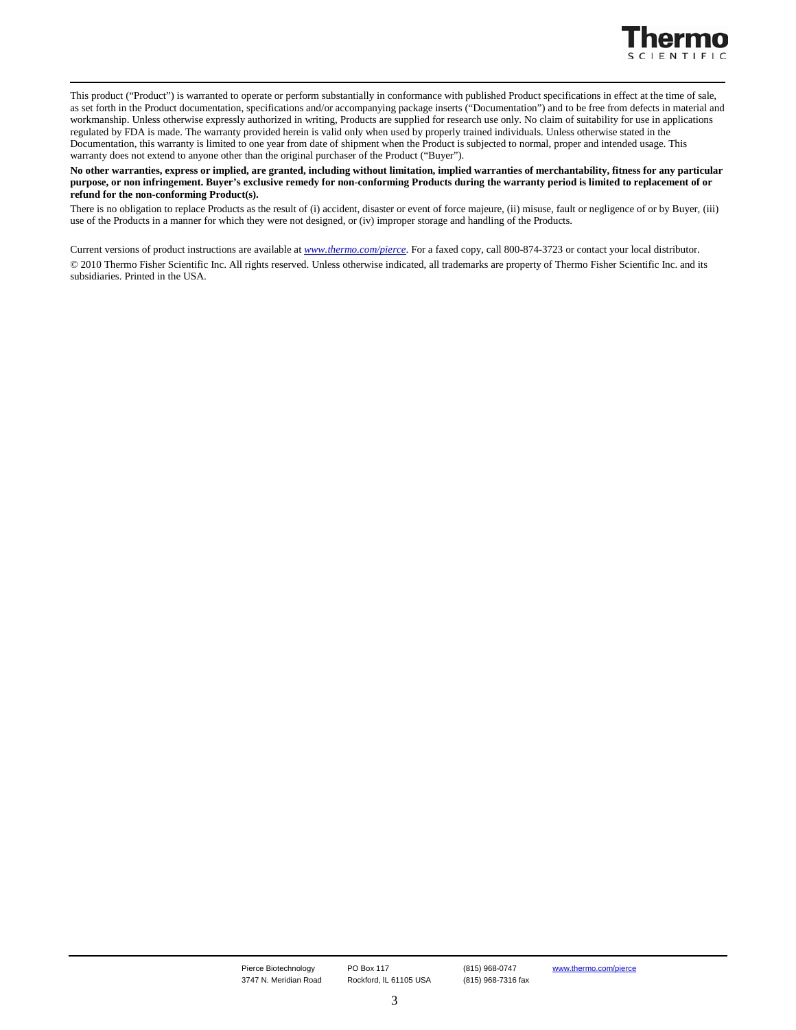This product ("Product") is warranted to operate or perform substantially in conformance with published Product specifications in effect at the time of sale, as set forth in the Product documentation, specifications and/or accompanying package inserts ("Documentation") and to be free from defects in material and workmanship. Unless otherwise expressly authorized in writing, Products are supplied for research use only. No claim of suitability for use in applications regulated by FDA is made. The warranty provided herein is valid only when used by properly trained individuals. Unless otherwise stated in the Documentation, this warranty is limited to one year from date of shipment when the Product is subjected to normal, proper and intended usage. This warranty does not extend to anyone other than the original purchaser of the Product ("Buyer").

**No other warranties, express or implied, are granted, including without limitation, implied warranties of merchantability, fitness for any particular purpose, or non infringement. Buyer's exclusive remedy for non-conforming Products during the warranty period is limited to replacement of or refund for the non-conforming Product(s).**

There is no obligation to replace Products as the result of (i) accident, disaster or event of force majeure, (ii) misuse, fault or negligence of or by Buyer, (iii) use of the Products in a manner for which they were not designed, or (iv) improper storage and handling of the Products.

Current versions of product instructions are available at *www.thermo.com/pierce*. For a faxed copy, call 800-874-3723 or contact your local distributor.

© 2010 Thermo Fisher Scientific Inc. All rights reserved. Unless otherwise indicated, all trademarks are property of Thermo Fisher Scientific Inc. and its subsidiaries. Printed in the USA.